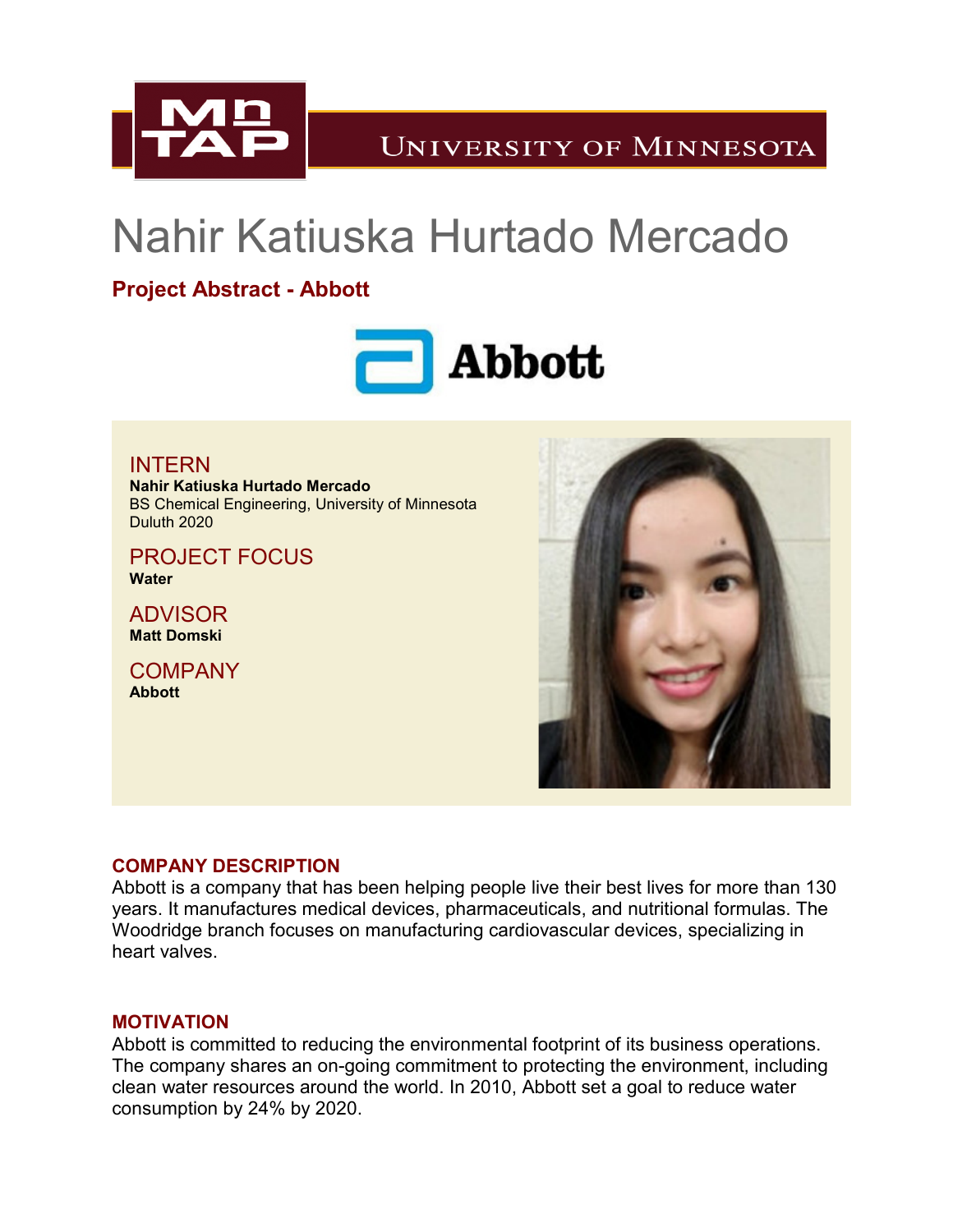# Nahir Katiuska Hurtado Mercado

## Project Abstract - Abbott

### INTERN
**Nahir Katiuska Hurtado Mercado**
BS Chemical Engineering, University of Minnesota Duluth 2020

### PROJECT FOCUS
**Water**

### ADVISOR
**Matt Domski**

### COMPANY
**Abbott**

### COMPANY DESCRIPTION

Abbott is a company that has been helping people live their best lives for more than 130 years. It manufactures medical devices, pharmaceuticals, and nutritional formulas. The Woodridge branch focuses on manufacturing cardiovascular devices, specializing in heart valves.

### MOTIVATION

Abbott is committed to reducing the environmental footprint of its business operations. The company shares an on-going commitment to protecting the environment, including clean water resources around the world. In 2010, Abbott set a goal to reduce water consumption by 24% by 2020.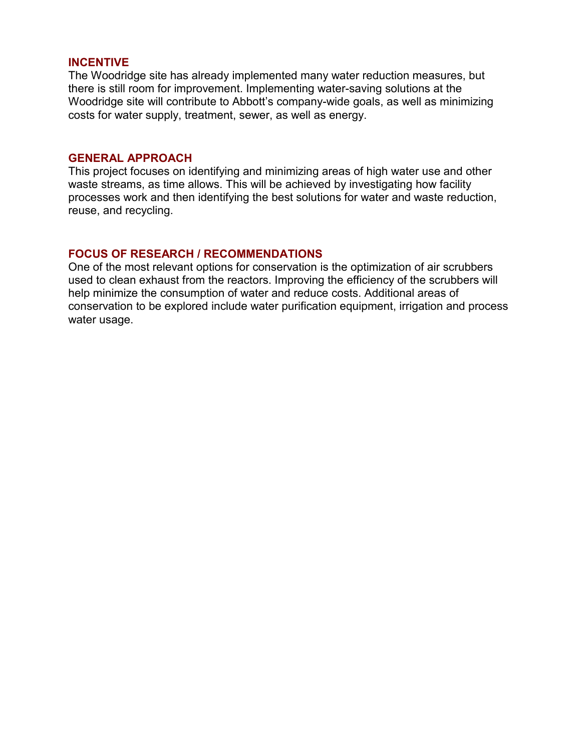## INCENTIVE

The Woodridge site has already implemented many water reduction measures, but there is still room for improvement. Implementing water-saving solutions at the Woodridge site will contribute to Abbott's company-wide goals, as well as minimizing costs for water supply, treatment, sewer, as well as energy.

## GENERAL APPROACH

This project focuses on identifying and minimizing areas of high water use and other waste streams, as time allows. This will be achieved by investigating how facility processes work and then identifying the best solutions for water and waste reduction, reuse, and recycling.

## FOCUS OF RESEARCH / RECOMMENDATIONS

One of the most relevant options for conservation is the optimization of air scrubbers used to clean exhaust from the reactors. Improving the efficiency of the scrubbers will help minimize the consumption of water and reduce costs. Additional areas of conservation to be explored include water purification equipment, irrigation and process water usage.